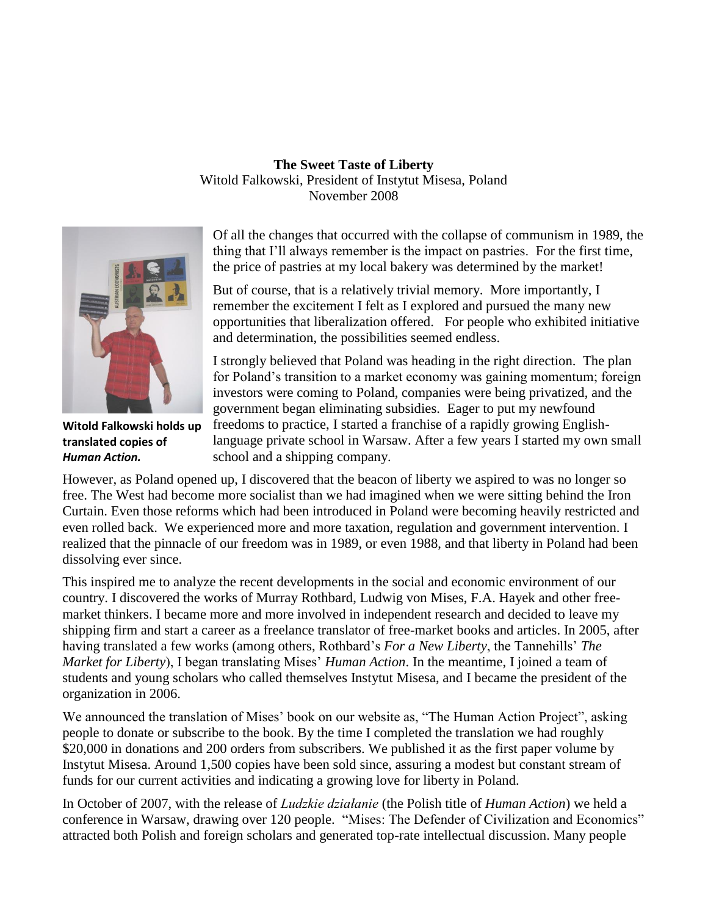**The Sweet Taste of Liberty**

Witold Falkowski, President of Instytut Misesa, Poland

November 2008

**Witold Falkowski holds up translated copies of *Human Action.***

Of all the changes that occurred with the collapse of communism in 1989, the thing that I'll always remember is the impact on pastries. For the first time, the price of pastries at my local bakery was determined by the market!

But of course, that is a relatively trivial memory. More importantly, I remember the excitement I felt as I explored and pursued the many new opportunities that liberalization offered. For people who exhibited initiative and determination, the possibilities seemed endless.

I strongly believed that Poland was heading in the right direction. The plan for Poland's transition to a market economy was gaining momentum; foreign investors were coming to Poland, companies were being privatized, and the government began eliminating subsidies. Eager to put my newfound freedoms to practice, I started a franchise of a rapidly growing English-language private school in Warsaw. After a few years I started my own small school and a shipping company.

However, as Poland opened up, I discovered that the beacon of liberty we aspired to was no longer so free. The West had become more socialist than we had imagined when we were sitting behind the Iron Curtain. Even those reforms which had been introduced in Poland were becoming heavily restricted and even rolled back. We experienced more and more taxation, regulation and government intervention. I realized that the pinnacle of our freedom was in 1989, or even 1988, and that liberty in Poland had been dissolving ever since.

This inspired me to analyze the recent developments in the social and economic environment of our country. I discovered the works of Murray Rothbard, Ludwig von Mises, F.A. Hayek and other free-market thinkers. I became more and more involved in independent research and decided to leave my shipping firm and start a career as a freelance translator of free-market books and articles. In 2005, after having translated a few works (among others, Rothbard's *For a New Liberty*, the Tannehills' *The Market for Liberty*), I began translating Mises' *Human Action*. In the meantime, I joined a team of students and young scholars who called themselves Instytut Misesa, and I became the president of the organization in 2006.

We announced the translation of Mises' book on our website as, "The Human Action Project", asking people to donate or subscribe to the book. By the time I completed the translation we had roughly $20,000 in donations and 200 orders from subscribers. We published it as the first paper volume by Instytut Misesa. Around 1,500 copies have been sold since, assuring a modest but constant stream of funds for our current activities and indicating a growing love for liberty in Poland.

In October of 2007, with the release of *Ludzkie działanie* (the Polish title of *Human Action*) we held a conference in Warsaw, drawing over 120 people. "Mises: The Defender of Civilization and Economics" attracted both Polish and foreign scholars and generated top-rate intellectual discussion. Many people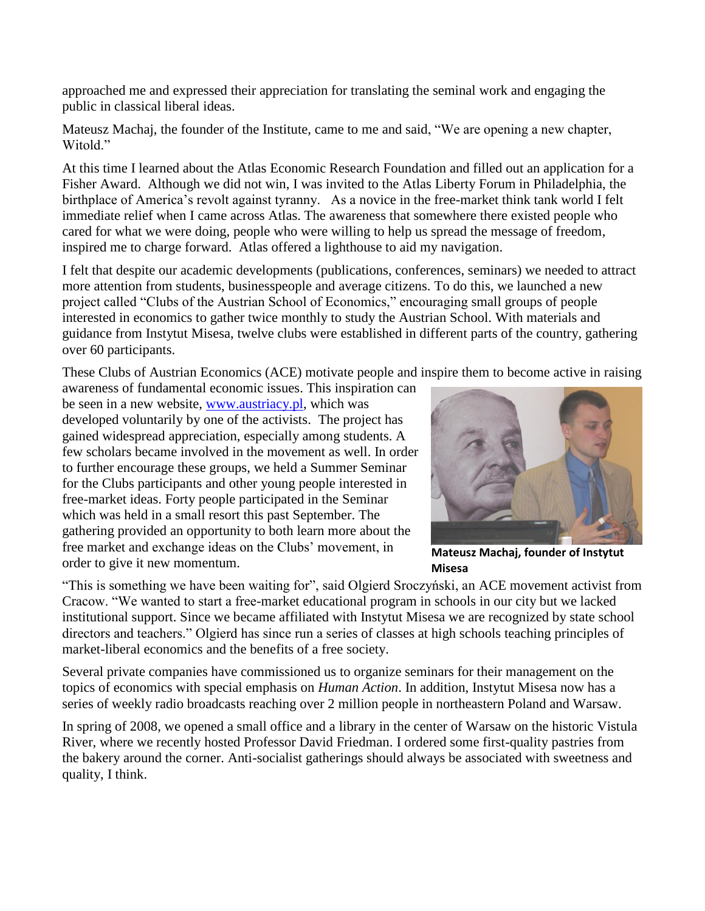approached me and expressed their appreciation for translating the seminal work and engaging the public in classical liberal ideas.

Mateusz Machaj, the founder of the Institute, came to me and said, "We are opening a new chapter, Witold."

At this time I learned about the Atlas Economic Research Foundation and filled out an application for a Fisher Award. Although we did not win, I was invited to the Atlas Liberty Forum in Philadelphia, the birthplace of America's revolt against tyranny. As a novice in the free-market think tank world I felt immediate relief when I came across Atlas. The awareness that somewhere there existed people who cared for what we were doing, people who were willing to help us spread the message of freedom, inspired me to charge forward. Atlas offered a lighthouse to aid my navigation.

I felt that despite our academic developments (publications, conferences, seminars) we needed to attract more attention from students, businesspeople and average citizens. To do this, we launched a new project called "Clubs of the Austrian School of Economics," encouraging small groups of people interested in economics to gather twice monthly to study the Austrian School. With materials and guidance from Instytut Misesa, twelve clubs were established in different parts of the country, gathering over 60 participants.

These Clubs of Austrian Economics (ACE) motivate people and inspire them to become active in raising awareness of fundamental economic issues. This inspiration can be seen in a new website, [www.austriacy.pl](http://www.austriacy.pl), which was developed voluntarily by one of the activists. The project has gained widespread appreciation, especially among students. A few scholars became involved in the movement as well. In order to further encourage these groups, we held a Summer Seminar for the Clubs participants and other young people interested in free-market ideas. Forty people participated in the Seminar which was held in a small resort this past September. The gathering provided an opportunity to both learn more about the free market and exchange ideas on the Clubs' movement, in order to give it new momentum.

**Mateusz Machaj, founder of Instytut Misesa**

"This is something we have been waiting for", said Olgierd Sroczyński, an ACE movement activist from Cracow. "We wanted to start a free-market educational program in schools in our city but we lacked institutional support. Since we became affiliated with Instytut Misesa we are recognized by state school directors and teachers." Olgierd has since run a series of classes at high schools teaching principles of market-liberal economics and the benefits of a free society.

Several private companies have commissioned us to organize seminars for their management on the topics of economics with special emphasis on *Human Action*. In addition, Instytut Misesa now has a series of weekly radio broadcasts reaching over 2 million people in northeastern Poland and Warsaw.

In spring of 2008, we opened a small office and a library in the center of Warsaw on the historic Vistula River, where we recently hosted Professor David Friedman. I ordered some first-quality pastries from the bakery around the corner. Anti-socialist gatherings should always be associated with sweetness and quality, I think.